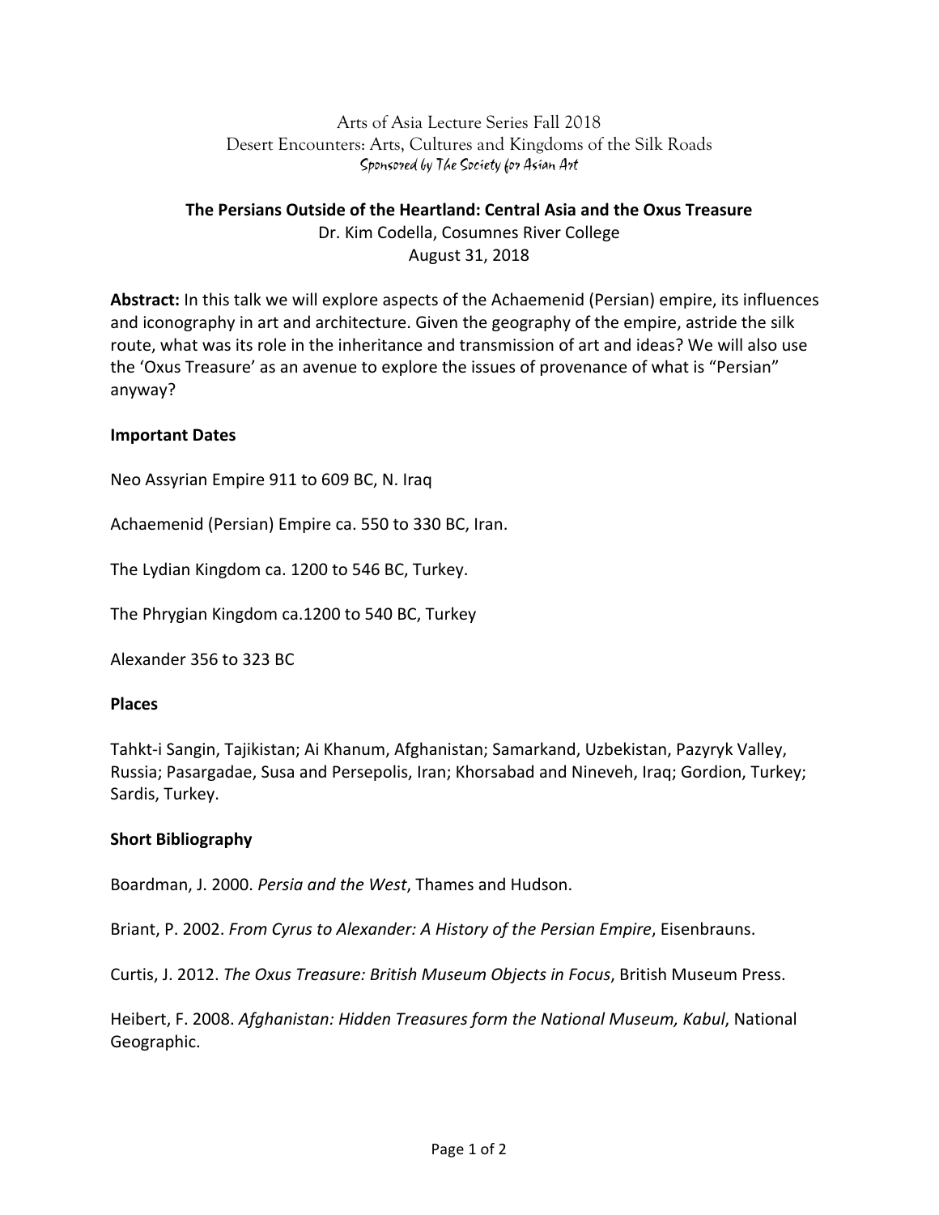Arts of Asia Lecture Series Fall 2018
Desert Encounters: Arts, Cultures and Kingdoms of the Silk Roads
Sponsored by The Society for Asian Art

## The Persians Outside of the Heartland: Central Asia and the Oxus Treasure

Dr. Kim Codella, Cosumnes River College
August 31, 2018

**Abstract:** In this talk we will explore aspects of the Achaemenid (Persian) empire, its influences and iconography in art and architecture. Given the geography of the empire, astride the silk route, what was its role in the inheritance and transmission of art and ideas? We will also use the 'Oxus Treasure' as an avenue to explore the issues of provenance of what is "Persian" anyway?

### Important Dates

Neo Assyrian Empire 911 to 609 BC, N. Iraq

Achaemenid (Persian) Empire ca. 550 to 330 BC, Iran.

The Lydian Kingdom ca. 1200 to 546 BC, Turkey.

The Phrygian Kingdom ca.1200 to 540 BC, Turkey

Alexander 356 to 323 BC

### Places

Tahkt-i Sangin, Tajikistan; Ai Khanum, Afghanistan; Samarkand, Uzbekistan, Pazyryk Valley, Russia; Pasargadae, Susa and Persepolis, Iran; Khorsabad and Nineveh, Iraq; Gordion, Turkey; Sardis, Turkey.

### Short Bibliography

Boardman, J. 2000. *Persia and the West*, Thames and Hudson.

Briant, P. 2002. *From Cyrus to Alexander: A History of the Persian Empire*, Eisenbrauns.

Curtis, J. 2012. *The Oxus Treasure: British Museum Objects in Focus*, British Museum Press.

Heibert, F. 2008. *Afghanistan: Hidden Treasures form the National Museum, Kabul*, National Geographic.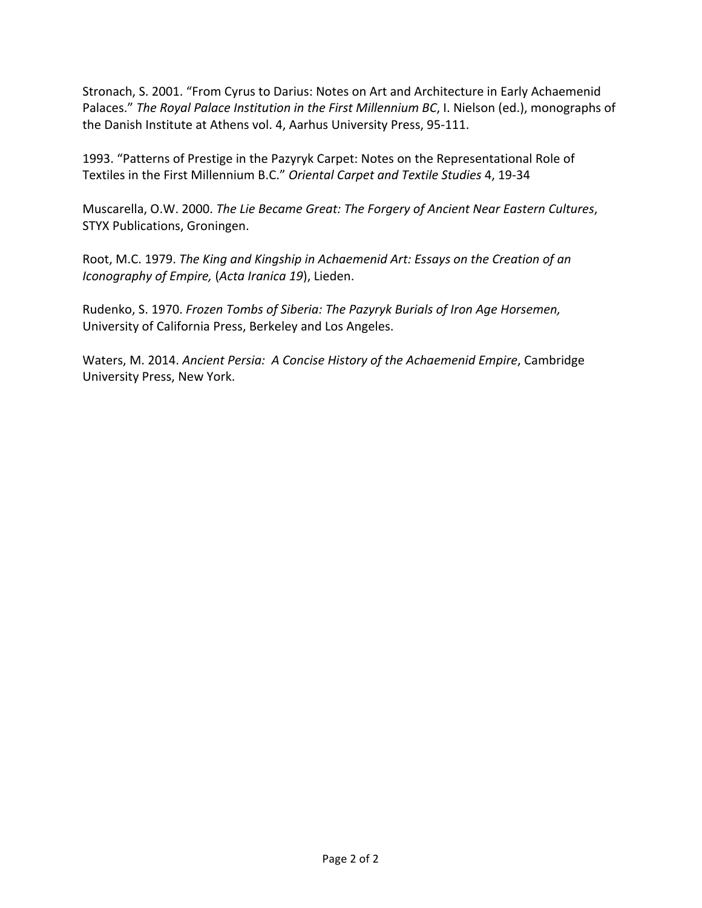Stronach, S. 2001. "From Cyrus to Darius: Notes on Art and Architecture in Early Achaemenid Palaces." *The Royal Palace Institution in the First Millennium BC*, I. Nielson (ed.), monographs of the Danish Institute at Athens vol. 4, Aarhus University Press, 95-111.

1993. "Patterns of Prestige in the Pazyryk Carpet: Notes on the Representational Role of Textiles in the First Millennium B.C." *Oriental Carpet and Textile Studies* 4, 19-34

Muscarella, O.W. 2000. *The Lie Became Great: The Forgery of Ancient Near Eastern Cultures*, STYX Publications, Groningen.

Root, M.C. 1979. *The King and Kingship in Achaemenid Art: Essays on the Creation of an Iconography of Empire,* (*Acta Iranica 19*), Lieden.

Rudenko, S. 1970. *Frozen Tombs of Siberia: The Pazyryk Burials of Iron Age Horsemen,* University of California Press, Berkeley and Los Angeles.

Waters, M. 2014. *Ancient Persia: A Concise History of the Achaemenid Empire*, Cambridge University Press, New York.